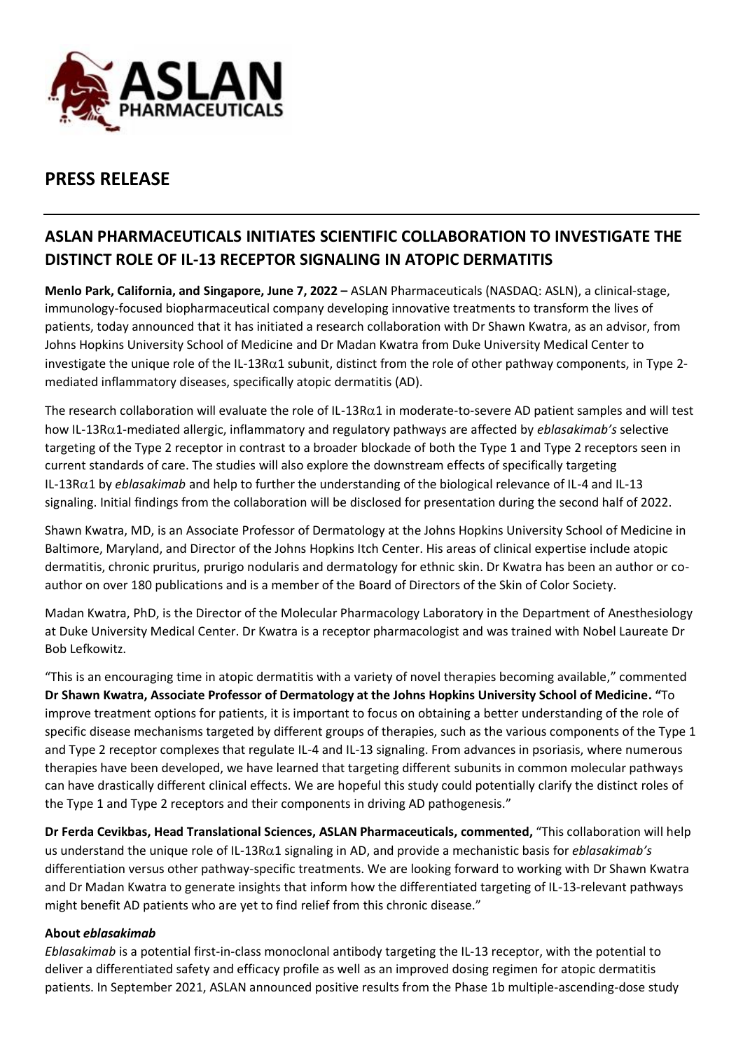# PRESS RELEASE

## ASLAN PHARMACEUTICALS INITIATES SCIENTIFIC COLLABORATION TO INVESTIGATE THE DISTINCT ROLE OF IL-13 RECEPTOR SIGNALING IN ATOPIC DERMATITIS

**Menlo Park, California, and Singapore, June 7, 2022 –** ASLAN Pharmaceuticals (NASDAQ: ASLN), a clinical-stage, immunology-focused biopharmaceutical company developing innovative treatments to transform the lives of patients, today announced that it has initiated a research collaboration with Dr Shawn Kwatra, as an advisor, from Johns Hopkins University School of Medicine and Dr Madan Kwatra from Duke University Medical Center to investigate the unique role of the IL-13Rα1 subunit, distinct from the role of other pathway components, in Type 2-mediated inflammatory diseases, specifically atopic dermatitis (AD).

The research collaboration will evaluate the role of IL-13Rα1 in moderate-to-severe AD patient samples and will test how IL-13Rα1-mediated allergic, inflammatory and regulatory pathways are affected by *eblasakimab's* selective targeting of the Type 2 receptor in contrast to a broader blockade of both the Type 1 and Type 2 receptors seen in current standards of care. The studies will also explore the downstream effects of specifically targeting IL-13Rα1 by *eblasakimab* and help to further the understanding of the biological relevance of IL-4 and IL-13 signaling. Initial findings from the collaboration will be disclosed for presentation during the second half of 2022.

Shawn Kwatra, MD, is an Associate Professor of Dermatology at the Johns Hopkins University School of Medicine in Baltimore, Maryland, and Director of the Johns Hopkins Itch Center. His areas of clinical expertise include atopic dermatitis, chronic pruritus, prurigo nodularis and dermatology for ethnic skin. Dr Kwatra has been an author or co-author on over 180 publications and is a member of the Board of Directors of the Skin of Color Society.

Madan Kwatra, PhD, is the Director of the Molecular Pharmacology Laboratory in the Department of Anesthesiology at Duke University Medical Center. Dr Kwatra is a receptor pharmacologist and was trained with Nobel Laureate Dr Bob Lefkowitz.

"This is an encouraging time in atopic dermatitis with a variety of novel therapies becoming available," commented **Dr Shawn Kwatra, Associate Professor of Dermatology at the Johns Hopkins University School of Medicine. "**To improve treatment options for patients, it is important to focus on obtaining a better understanding of the role of specific disease mechanisms targeted by different groups of therapies, such as the various components of the Type 1 and Type 2 receptor complexes that regulate IL-4 and IL-13 signaling. From advances in psoriasis, where numerous therapies have been developed, we have learned that targeting different subunits in common molecular pathways can have drastically different clinical effects. We are hopeful this study could potentially clarify the distinct roles of the Type 1 and Type 2 receptors and their components in driving AD pathogenesis."

**Dr Ferda Cevikbas, Head Translational Sciences, ASLAN Pharmaceuticals, commented,** "This collaboration will help us understand the unique role of IL-13Rα1 signaling in AD, and provide a mechanistic basis for *eblasakimab's* differentiation versus other pathway-specific treatments. We are looking forward to working with Dr Shawn Kwatra and Dr Madan Kwatra to generate insights that inform how the differentiated targeting of IL-13-relevant pathways might benefit AD patients who are yet to find relief from this chronic disease."

**About *eblasakimab***

*Eblasakimab* is a potential first-in-class monoclonal antibody targeting the IL-13 receptor, with the potential to deliver a differentiated safety and efficacy profile as well as an improved dosing regimen for atopic dermatitis patients. In September 2021, ASLAN announced positive results from the Phase 1b multiple-ascending-dose study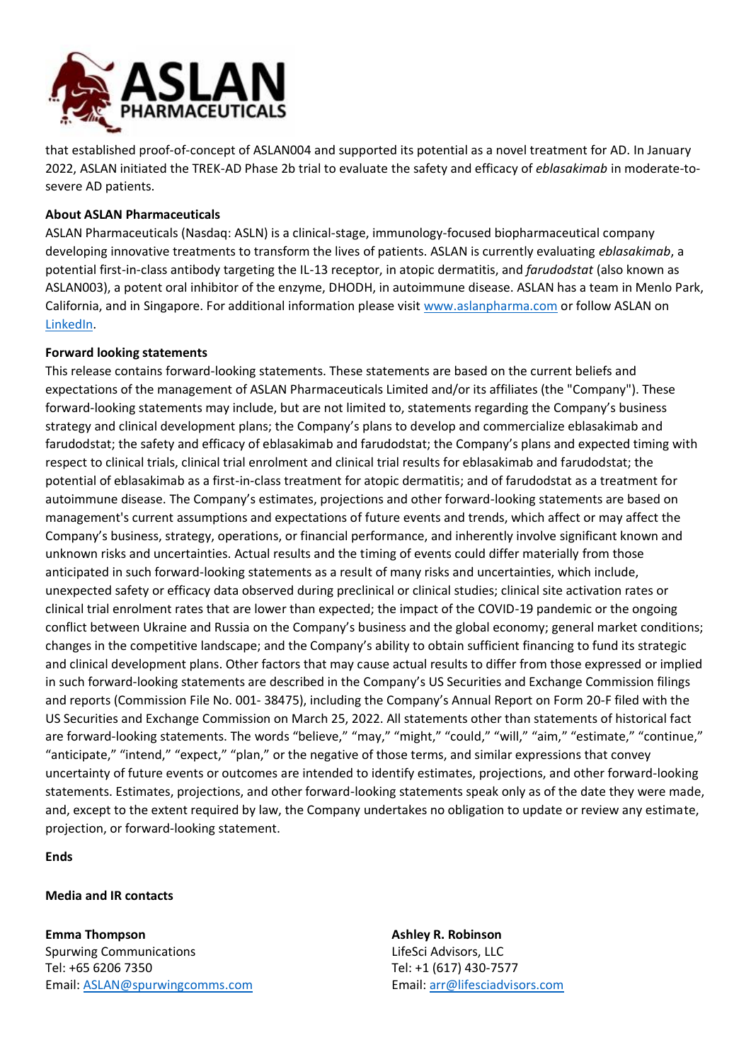that established proof-of-concept of ASLAN004 and supported its potential as a novel treatment for AD. In January 2022, ASLAN initiated the TREK-AD Phase 2b trial to evaluate the safety and efficacy of *eblasakimab* in moderate-to-severe AD patients.

**About ASLAN Pharmaceuticals**

ASLAN Pharmaceuticals (Nasdaq: ASLN) is a clinical-stage, immunology-focused biopharmaceutical company developing innovative treatments to transform the lives of patients. ASLAN is currently evaluating *eblasakimab*, a potential first-in-class antibody targeting the IL-13 receptor, in atopic dermatitis, and *farudodstat* (also known as ASLAN003), a potent oral inhibitor of the enzyme, DHODH, in autoimmune disease. ASLAN has a team in Menlo Park, California, and in Singapore. For additional information please visit [www.aslanpharma.com](www.aslanpharma.com) or follow ASLAN on [LinkedIn](LinkedIn).

**Forward looking statements**

This release contains forward-looking statements. These statements are based on the current beliefs and expectations of the management of ASLAN Pharmaceuticals Limited and/or its affiliates (the "Company"). These forward-looking statements may include, but are not limited to, statements regarding the Company's business strategy and clinical development plans; the Company's plans to develop and commercialize eblasakimab and farudodstat; the safety and efficacy of eblasakimab and farudodstat; the Company's plans and expected timing with respect to clinical trials, clinical trial enrolment and clinical trial results for eblasakimab and farudodstat; the potential of eblasakimab as a first-in-class treatment for atopic dermatitis; and of farudodstat as a treatment for autoimmune disease. The Company's estimates, projections and other forward-looking statements are based on management's current assumptions and expectations of future events and trends, which affect or may affect the Company's business, strategy, operations, or financial performance, and inherently involve significant known and unknown risks and uncertainties. Actual results and the timing of events could differ materially from those anticipated in such forward-looking statements as a result of many risks and uncertainties, which include, unexpected safety or efficacy data observed during preclinical or clinical studies; clinical site activation rates or clinical trial enrolment rates that are lower than expected; the impact of the COVID-19 pandemic or the ongoing conflict between Ukraine and Russia on the Company's business and the global economy; general market conditions; changes in the competitive landscape; and the Company's ability to obtain sufficient financing to fund its strategic and clinical development plans. Other factors that may cause actual results to differ from those expressed or implied in such forward-looking statements are described in the Company's US Securities and Exchange Commission filings and reports (Commission File No. 001- 38475), including the Company's Annual Report on Form 20-F filed with the US Securities and Exchange Commission on March 25, 2022. All statements other than statements of historical fact are forward-looking statements. The words "believe," "may," "might," "could," "will," "aim," "estimate," "continue," "anticipate," "intend," "expect," "plan," or the negative of those terms, and similar expressions that convey uncertainty of future events or outcomes are intended to identify estimates, projections, and other forward-looking statements. Estimates, projections, and other forward-looking statements speak only as of the date they were made, and, except to the extent required by law, the Company undertakes no obligation to update or review any estimate, projection, or forward-looking statement.

**Ends**

**Media and IR contacts**

**Emma Thompson**
Spurwing Communications
Tel: +65 6206 7350
Email: [ASLAN@spurwingcomms.com](mailto:ASLAN@spurwingcomms.com)

**Ashley R. Robinson**
LifeSci Advisors, LLC
Tel: +1 (617) 430-7577
Email: [arr@lifesciadvisors.com](mailto:arr@lifesciadvisors.com)